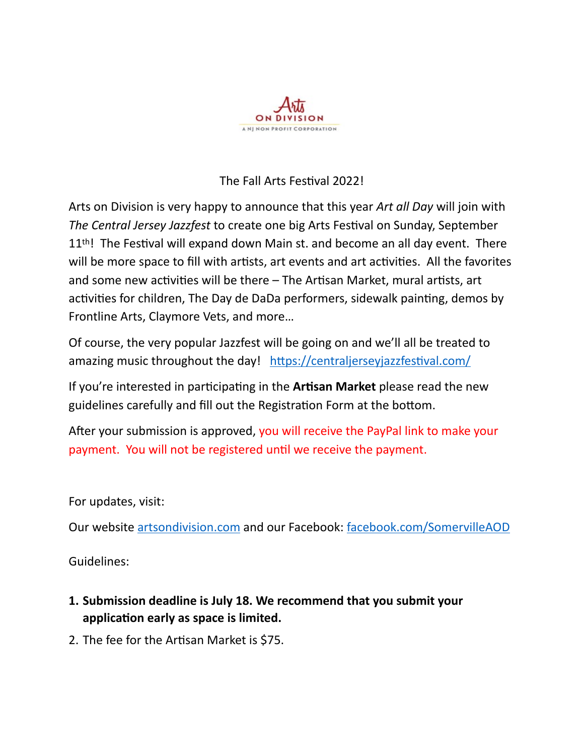Arts ON DIVISION

A NJ NON PROFIT CORPORATION

The Fall Arts Festival 2022!

Arts on Division is very happy to announce that this year *Art all Day* will join with *The Central Jersey Jazzfest* to create one big Arts Festival on Sunday, September 11th! The Festival will expand down Main st. and become an all day event. There will be more space to fill with artists, art events and art activities. All the favorites and some new activities will be there – The Artisan Market, mural artists, art activities for children, The Day de DaDa performers, sidewalk painting, demos by Frontline Arts, Claymore Vets, and more…

Of course, the very popular Jazzfest will be going on and we'll all be treated to amazing music throughout the day! [https://centraljerseyjazzfestival.com/](https://centraljerseyjazzfestival.com/)

If you're interested in participating in the **Artisan Market** please read the new guidelines carefully and fill out the Registration Form at the bottom.

After your submission is approved, you will receive the PayPal link to make your payment. You will not be registered until we receive the payment.

For updates, visit:

Our website [artsondivision.com](artsondivision.com) and our Facebook: [facebook.com/SomervilleAOD](facebook.com/SomervilleAOD)

Guidelines:

1. **Submission deadline is July 18. We recommend that you submit your application early as space is limited.**
2. The fee for the Artisan Market is $75.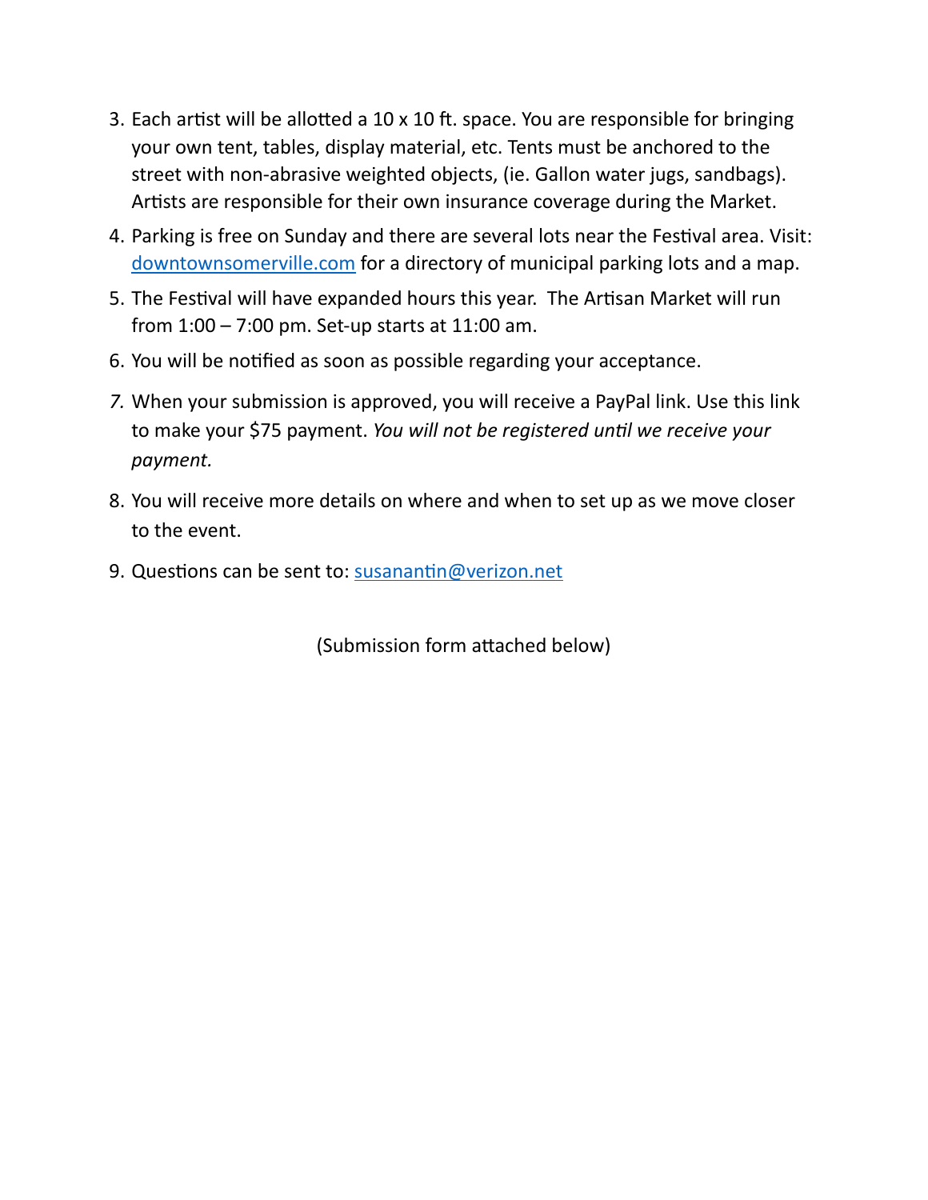3. Each artist will be allotted a 10 x 10 ft. space. You are responsible for bringing your own tent, tables, display material, etc. Tents must be anchored to the street with non-abrasive weighted objects, (ie. Gallon water jugs, sandbags). Artists are responsible for their own insurance coverage during the Market.
4. Parking is free on Sunday and there are several lots near the Festival area. Visit: [downtownsomerville.com](downtownsomerville.com) for a directory of municipal parking lots and a map.
5. The Festival will have expanded hours this year. The Artisan Market will run from 1:00 – 7:00 pm. Set-up starts at 11:00 am.
6. You will be notified as soon as possible regarding your acceptance.
7. When your submission is approved, you will receive a PayPal link. Use this link to make your $75 payment. *You will not be registered until we receive your payment.*
8. You will receive more details on where and when to set up as we move closer to the event.
9. Questions can be sent to: [susanantin@verizon.net](mailto:susanantin@verizon.net)

(Submission form attached below)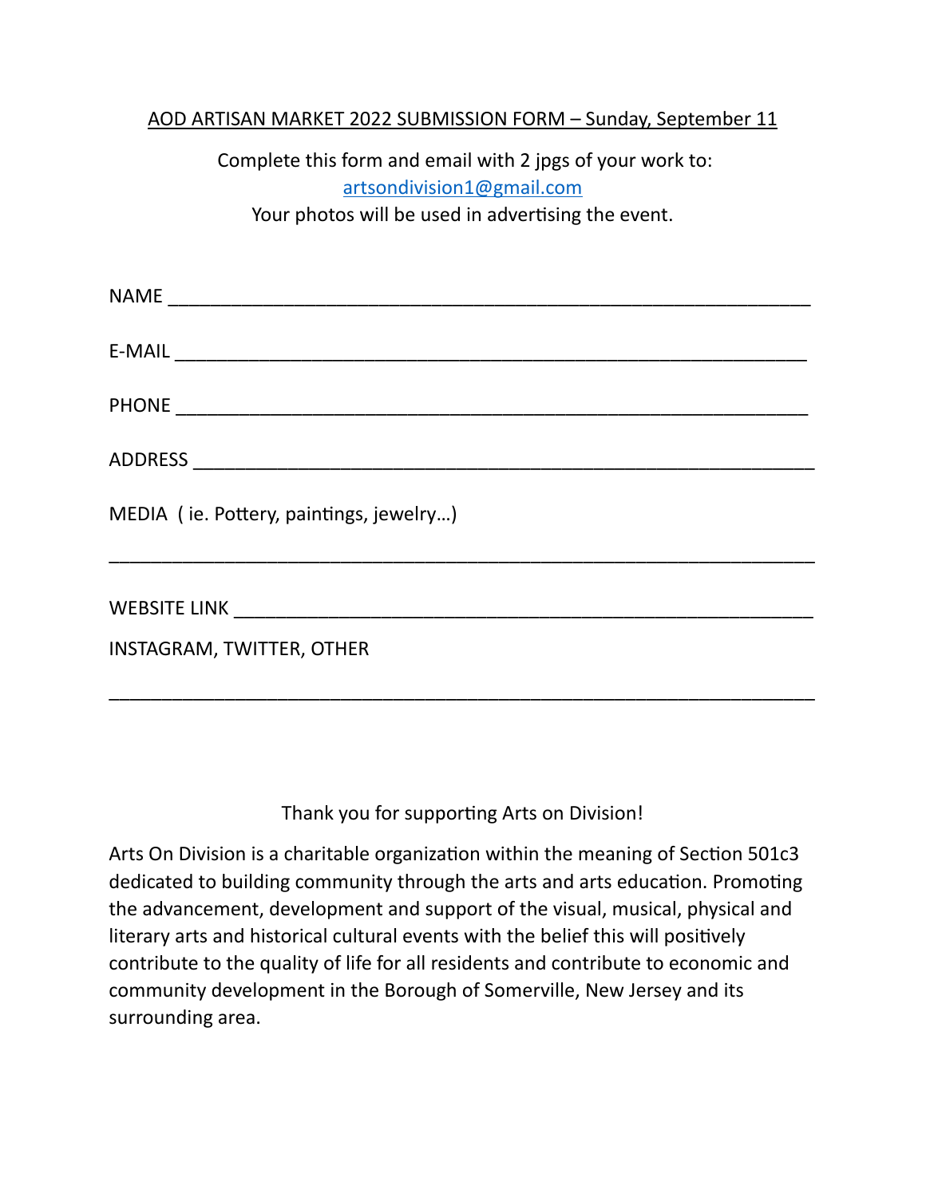AOD ARTISAN MARKET 2022 SUBMISSION FORM – Sunday, September 11

Complete this form and email with 2 jpgs of your work to:
artsondivision1@gmail.com
Your photos will be used in advertising the event.

NAME ___________________________________________________________

E-MAIL __________________________________________________________

PHONE __________________________________________________________

ADDRESS ________________________________________________________

MEDIA ( ie. Pottery, paintings, jewelry…)

_______________________________________________________________

WEBSITE LINK ____________________________________________________

INSTAGRAM, TWITTER, OTHER

_______________________________________________________________

Thank you for supporting Arts on Division!

Arts On Division is a charitable organization within the meaning of Section 501c3 dedicated to building community through the arts and arts education. Promoting the advancement, development and support of the visual, musical, physical and literary arts and historical cultural events with the belief this will positively contribute to the quality of life for all residents and contribute to economic and community development in the Borough of Somerville, New Jersey and its surrounding area.